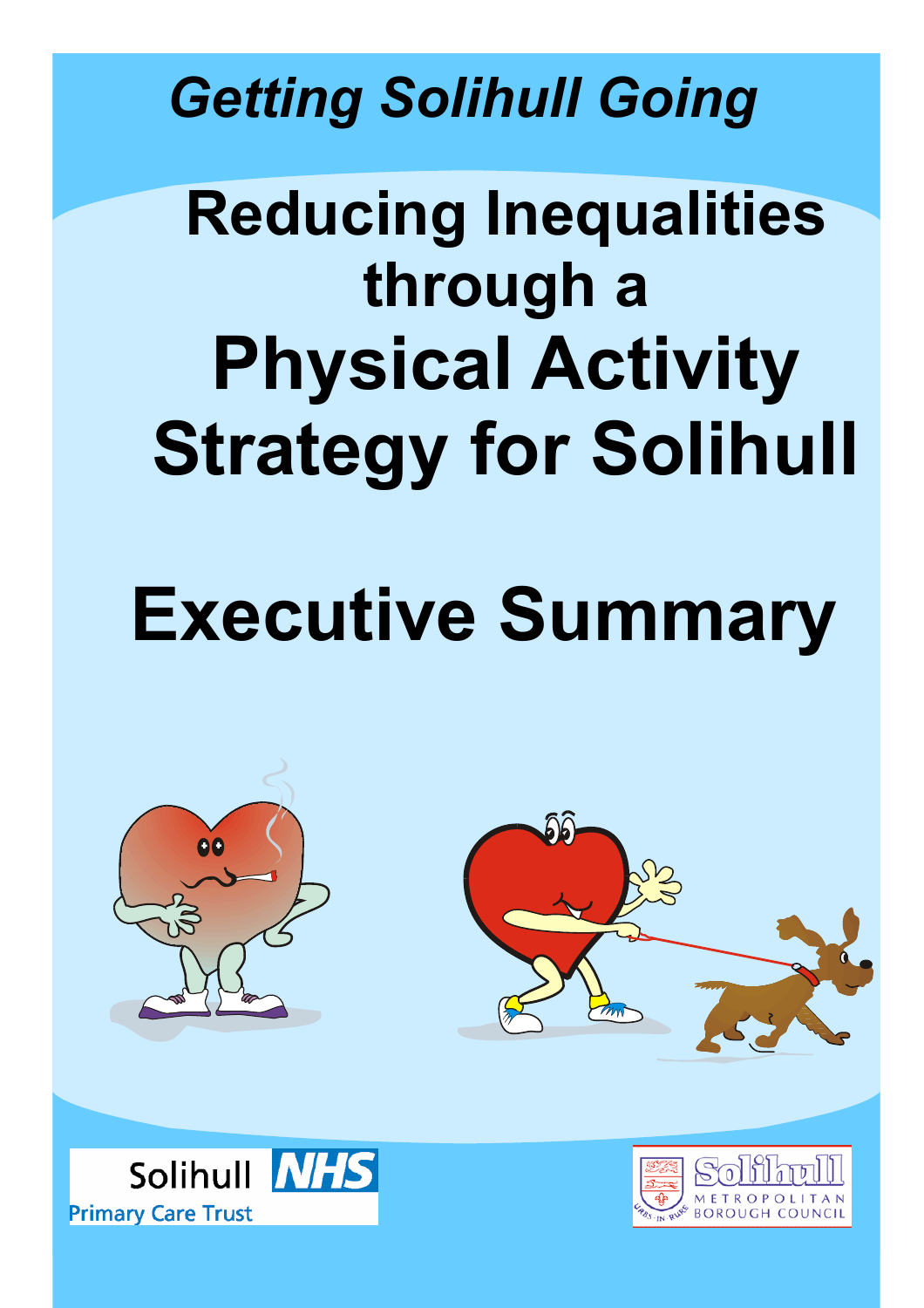*Getting Solihull Going*

# Reducing Inequalities through a Physical Activity Strategy for Solihull

# Executive Summary

Solihull NHS Primary Care Trust

Solihull Metropolitan Borough Council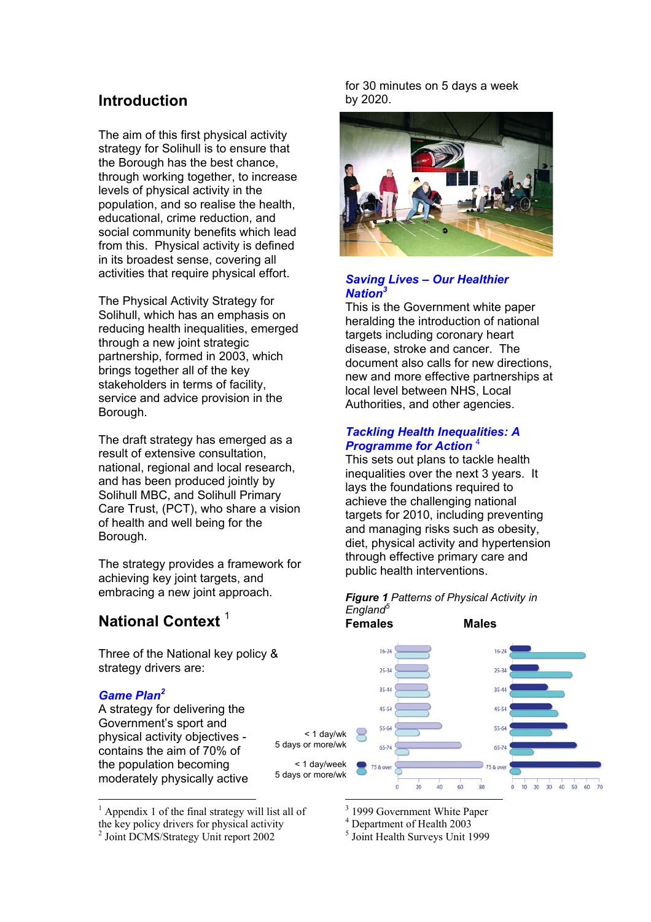## Introduction

The aim of this first physical activity strategy for Solihull is to ensure that the Borough has the best chance, through working together, to increase levels of physical activity in the population, and so realise the health, educational, crime reduction, and social community benefits which lead from this. Physical activity is defined in its broadest sense, covering all activities that require physical effort.

The Physical Activity Strategy for Solihull, which has an emphasis on reducing health inequalities, emerged through a new joint strategic partnership, formed in 2003, which brings together all of the key stakeholders in terms of facility, service and advice provision in the Borough.

The draft strategy has emerged as a result of extensive consultation, national, regional and local research, and has been produced jointly by Solihull MBC, and Solihull Primary Care Trust, (PCT), who share a vision of health and well being for the Borough.

The strategy provides a framework for achieving key joint targets, and embracing a new joint approach.

## National Context [1]

Three of the National key policy & strategy drivers are:

***Game Plan*[2]**
A strategy for delivering the Government's sport and physical activity objectives - contains the aim of 70% of the population becoming moderately physically active for 30 minutes on 5 days a week by 2020.

***Saving Lives – Our Healthier Nation*[3]**
This is the Government white paper heralding the introduction of national targets including coronary heart disease, stroke and cancer. The document also calls for new directions, new and more effective partnerships at local level between NHS, Local Authorities, and other agencies.

***Tackling Health Inequalities: A Programme for Action*[4]**
This sets out plans to tackle health inequalities over the next 3 years. It lays the foundations required to achieve the challenging national targets for 2010, including preventing and managing risks such as obesity, diet, physical activity and hypertension through effective primary care and public health interventions.

***Figure 1*** *Patterns of Physical Activity in England*[5]

**Females** **Males**

Legend: < 1 day/wk; 5 days or more/wk (Females); < 1 day/week; 5 days or more/wk (Males)

Age groups: 16-24, 25-34, 35-44, 45-54, 55-64, 65-74, 75 & over

---

[1] Appendix 1 of the final strategy will list all of the key policy drivers for physical activity
[2] Joint DCMS/Strategy Unit report 2002
[3] 1999 Government White Paper
[4] Department of Health 2003
[5] Joint Health Surveys Unit 1999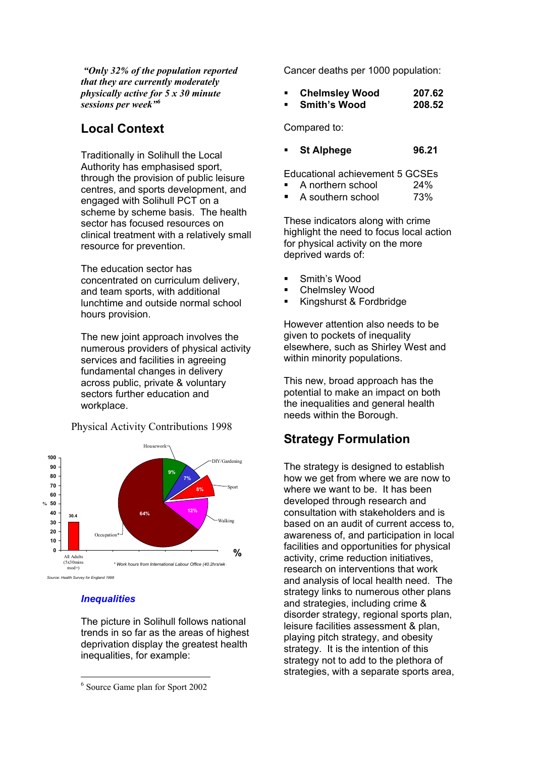*"Only 32% of the population reported that they are currently moderately physically active for 5 x 30 minute sessions per week"*[6]

## Local Context

Traditionally in Solihull the Local Authority has emphasised sport, through the provision of public leisure centres, and sports development, and engaged with Solihull PCT on a scheme by scheme basis. The health sector has focused resources on clinical treatment with a relatively small resource for prevention.

The education sector has concentrated on curriculum delivery, and team sports, with additional lunchtime and outside normal school hours provision.

The new joint approach involves the numerous providers of physical activity services and facilities in agreeing fundamental changes in delivery across public, private & voluntary sectors further education and workplace.

Physical Activity Contributions 1998

Bar: All Adults (5x30mins mod+): 30.4%

Pie: Occupation* 64%, Walking 12%, Sport 8%, DIY/Gardening 7%, Housework 9%

\* Work hours from International Labour Office (40.2hrs/wk)

Source: Health Survey for England 1998

### *Inequalities*

The picture in Solihull follows national trends in so far as the areas of highest deprivation display the greatest health inequalities, for example:

Cancer deaths per 1000 population:

- **Chelmsley Wood** **207.62**
- **Smith's Wood** **208.52**

Compared to:

- **St Alphege** **96.21**

Educational achievement 5 GCSEs

- A northern school 24%
- A southern school 73%

These indicators along with crime highlight the need to focus local action for physical activity on the more deprived wards of:

- Smith's Wood
- Chelmsley Wood
- Kingshurst & Fordbridge

However attention also needs to be given to pockets of inequality elsewhere, such as Shirley West and within minority populations.

This new, broad approach has the potential to make an impact on both the inequalities and general health needs within the Borough.

## Strategy Formulation

The strategy is designed to establish how we get from where we are now to where we want to be. It has been developed through research and consultation with stakeholders and is based on an audit of current access to, awareness of, and participation in local facilities and opportunities for physical activity, crime reduction initiatives, research on interventions that work and analysis of local health need. The strategy links to numerous other plans and strategies, including crime & disorder strategy, regional sports plan, leisure facilities assessment & plan, playing pitch strategy, and obesity strategy. It is the intention of this strategy not to add to the plethora of strategies, with a separate sports area,

---

[6] Source Game plan for Sport 2002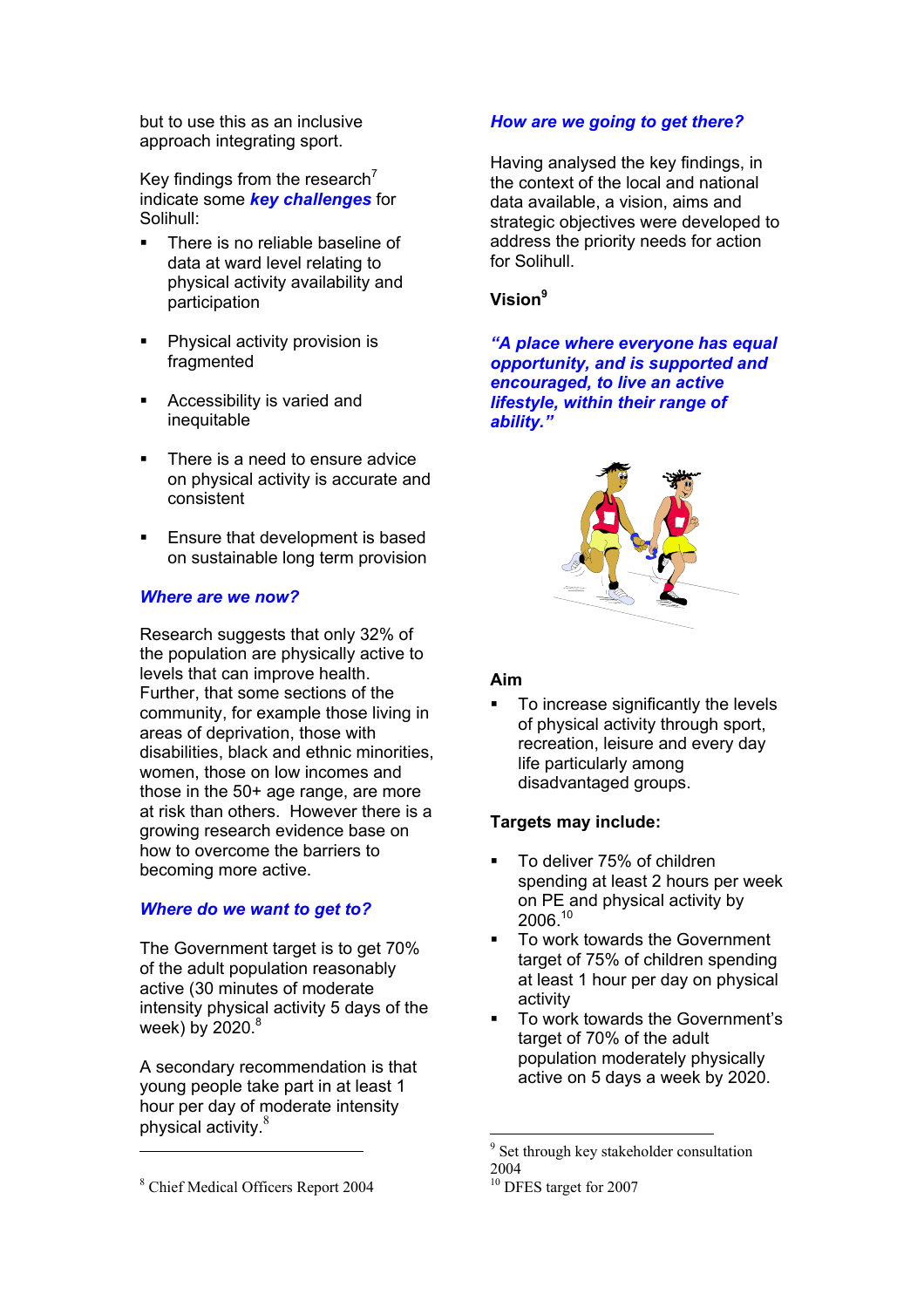but to use this as an inclusive approach integrating sport.

Key findings from the research[7] indicate some ***key challenges*** for Solihull:

- There is no reliable baseline of data at ward level relating to physical activity availability and participation
- Physical activity provision is fragmented
- Accessibility is varied and inequitable
- There is a need to ensure advice on physical activity is accurate and consistent
- Ensure that development is based on sustainable long term provision

### *Where are we now?*

Research suggests that only 32% of the population are physically active to levels that can improve health. Further, that some sections of the community, for example those living in areas of deprivation, those with disabilities, black and ethnic minorities, women, those on low incomes and those in the 50+ age range, are more at risk than others. However there is a growing research evidence base on how to overcome the barriers to becoming more active.

### *Where do we want to get to?*

The Government target is to get 70% of the adult population reasonably active (30 minutes of moderate intensity physical activity 5 days of the week) by 2020.[8]

A secondary recommendation is that young people take part in at least 1 hour per day of moderate intensity physical activity.[8]

[8] Chief Medical Officers Report 2004

### *How are we going to get there?*

Having analysed the key findings, in the context of the local and national data available, a vision, aims and strategic objectives were developed to address the priority needs for action for Solihull.

**Vision[9]**

***"A place where everyone has equal opportunity, and is supported and encouraged, to live an active lifestyle, within their range of ability."***

**Aim**

- To increase significantly the levels of physical activity through sport, recreation, leisure and every day life particularly among disadvantaged groups.

**Targets may include:**

- To deliver 75% of children spending at least 2 hours per week on PE and physical activity by 2006.[10]
- To work towards the Government target of 75% of children spending at least 1 hour per day on physical activity
- To work towards the Government's target of 70% of the adult population moderately physically active on 5 days a week by 2020.

[9] Set through key stakeholder consultation 2004

[10] DFES target for 2007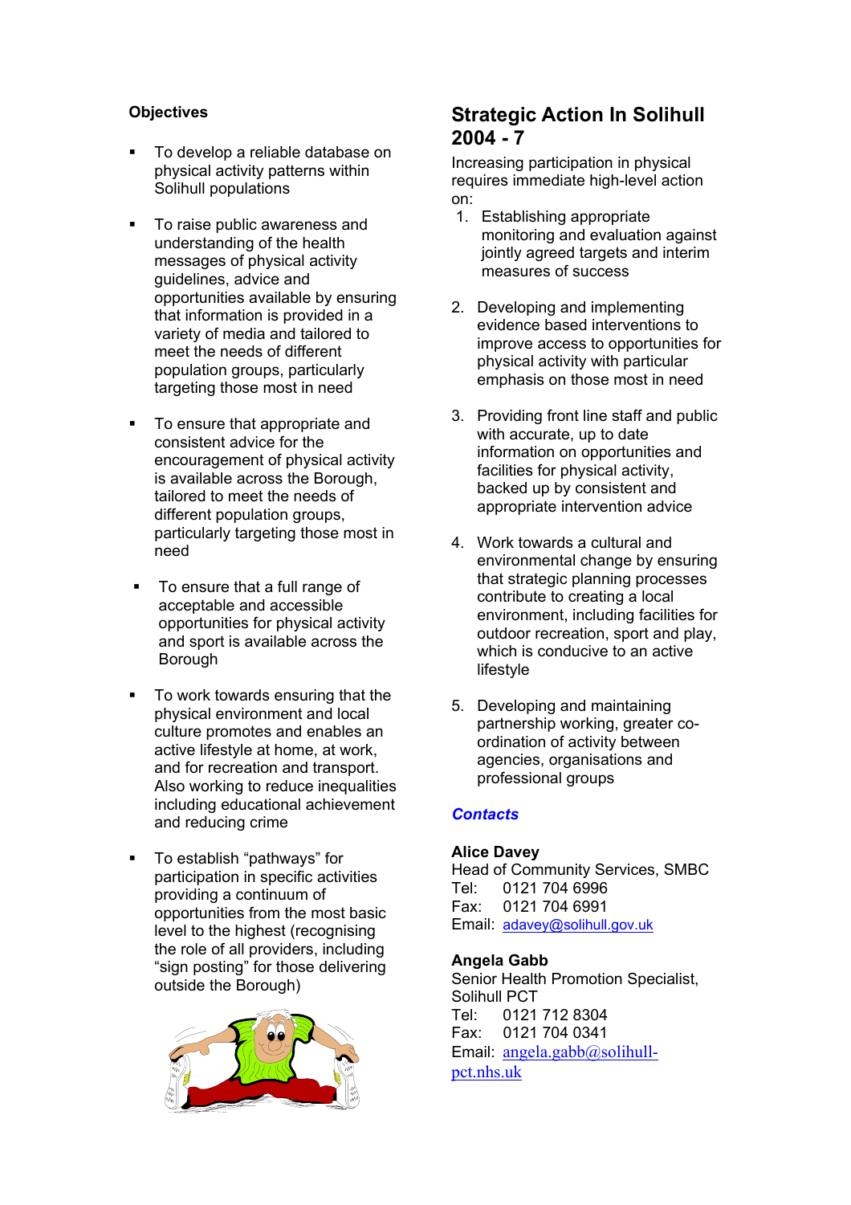### Objectives

- To develop a reliable database on physical activity patterns within Solihull populations
- To raise public awareness and understanding of the health messages of physical activity guidelines, advice and opportunities available by ensuring that information is provided in a variety of media and tailored to meet the needs of different population groups, particularly targeting those most in need
- To ensure that appropriate and consistent advice for the encouragement of physical activity is available across the Borough, tailored to meet the needs of different population groups, particularly targeting those most in need
- To ensure that a full range of acceptable and accessible opportunities for physical activity and sport is available across the Borough
- To work towards ensuring that the physical environment and local culture promotes and enables an active lifestyle at home, at work, and for recreation and transport. Also working to reduce inequalities including educational achievement and reducing crime
- To establish "pathways" for participation in specific activities providing a continuum of opportunities from the most basic level to the highest (recognising the role of all providers, including "sign posting" for those delivering outside the Borough)

## Strategic Action In Solihull 2004 - 7

Increasing participation in physical requires immediate high-level action on:

1. Establishing appropriate monitoring and evaluation against jointly agreed targets and interim measures of success
2. Developing and implementing evidence based interventions to improve access to opportunities for physical activity with particular emphasis on those most in need
3. Providing front line staff and public with accurate, up to date information on opportunities and facilities for physical activity, backed up by consistent and appropriate intervention advice
4. Work towards a cultural and environmental change by ensuring that strategic planning processes contribute to creating a local environment, including facilities for outdoor recreation, sport and play, which is conducive to an active lifestyle
5. Developing and maintaining partnership working, greater co-ordination of activity between agencies, organisations and professional groups

### *Contacts*

**Alice Davey**
Head of Community Services, SMBC
Tel: 0121 704 6996
Fax: 0121 704 6991
Email: adavey@solihull.gov.uk

**Angela Gabb**
Senior Health Promotion Specialist, Solihull PCT
Tel: 0121 712 8304
Fax: 0121 704 0341
Email: angela.gabb@solihull-pct.nhs.uk